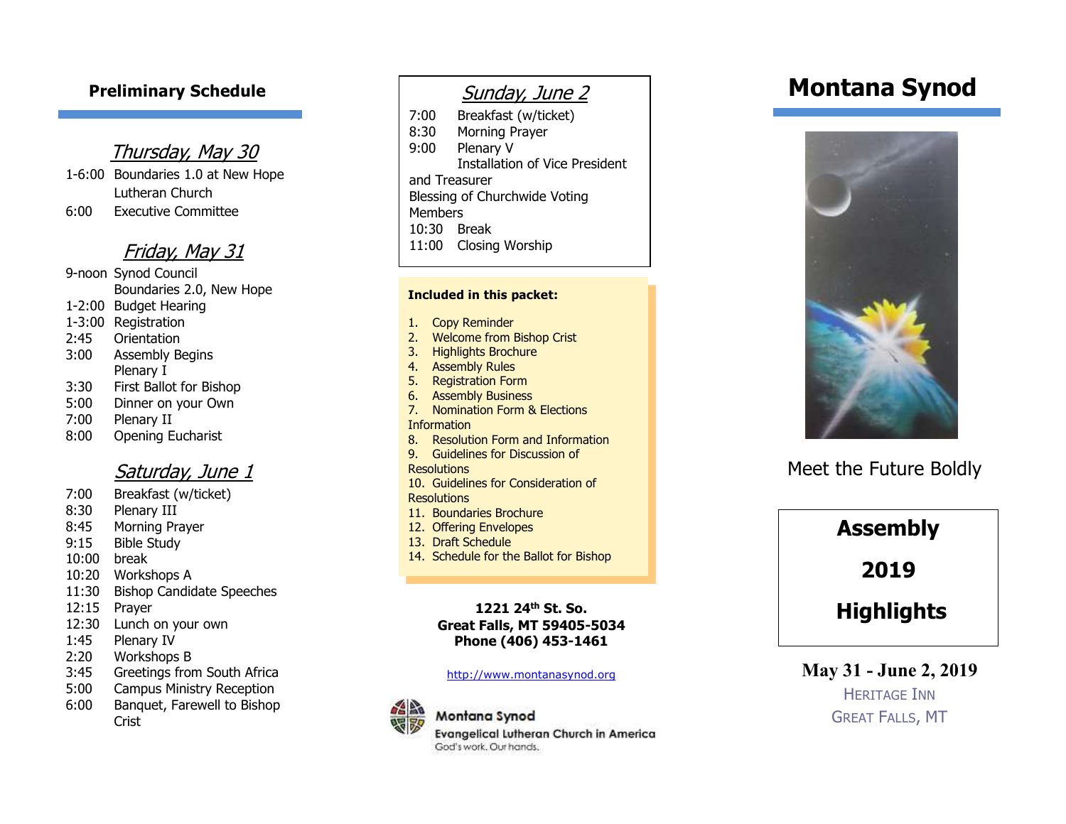## Preliminary Schedule

### *Thursday, May 30*

1-6:00 Boundaries 1.0 at New Hope Lutheran Church
6:00 Executive Committee

### *Friday, May 31*

9-noon Synod Council
Boundaries 2.0, New Hope
1-2:00 Budget Hearing
1-3:00 Registration
2:45 Orientation
3:00 Assembly Begins
Plenary I
3:30 First Ballot for Bishop
5:00 Dinner on your Own
7:00 Plenary II
8:00 Opening Eucharist

### *Saturday, June 1*

7:00 Breakfast (w/ticket)
8:30 Plenary III
8:45 Morning Prayer
9:15 Bible Study
10:00 break
10:20 Workshops A
11:30 Bishop Candidate Speeches
12:15 Prayer
12:30 Lunch on your own
1:45 Plenary IV
2:20 Workshops B
3:45 Greetings from South Africa
5:00 Campus Ministry Reception
6:00 Banquet, Farewell to Bishop Crist

### *Sunday, June 2*

7:00 Breakfast (w/ticket)
8:30 Morning Prayer
9:00 Plenary V
Installation of Vice President and Treasurer
Blessing of Churchwide Voting Members
10:30 Break
11:00 Closing Worship

**Included in this packet:**

1. Copy Reminder
2. Welcome from Bishop Crist
3. Highlights Brochure
4. Assembly Rules
5. Registration Form
6. Assembly Business
7. Nomination Form & Elections Information
8. Resolution Form and Information
9. Guidelines for Discussion of Resolutions
10. Guidelines for Consideration of Resolutions
11. Boundaries Brochure
12. Offering Envelopes
13. Draft Schedule
14. Schedule for the Ballot for Bishop

**1221 24th St. So.**
**Great Falls, MT 59405-5034**
**Phone (406) 453-1461**

http://www.montanasynod.org

Montana Synod
Evangelical Lutheran Church in America
God's work. Our hands.

# Montana Synod

Meet the Future Boldly

**Assembly**

**2019**

**Highlights**

**May 31 - June 2, 2019**
HERITAGE INN
GREAT FALLS, MT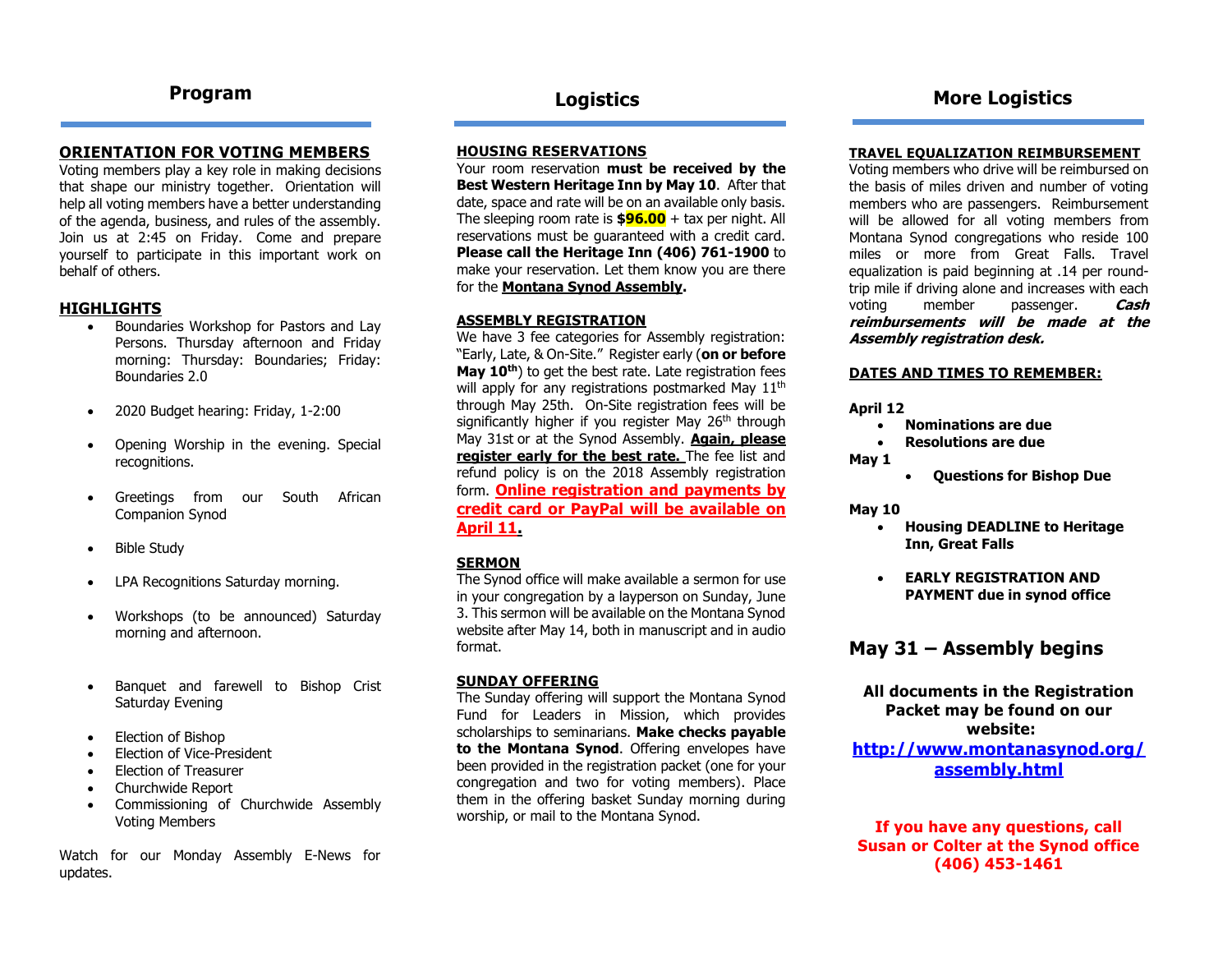## Program

### ORIENTATION FOR VOTING MEMBERS

Voting members play a key role in making decisions that shape our ministry together. Orientation will help all voting members have a better understanding of the agenda, business, and rules of the assembly. Join us at 2:45 on Friday. Come and prepare yourself to participate in this important work on behalf of others.

### HIGHLIGHTS

- Boundaries Workshop for Pastors and Lay Persons. Thursday afternoon and Friday morning: Thursday: Boundaries; Friday: Boundaries 2.0
- 2020 Budget hearing: Friday, 1-2:00
- Opening Worship in the evening. Special recognitions.
- Greetings from our South African Companion Synod
- Bible Study
- LPA Recognitions Saturday morning.
- Workshops (to be announced) Saturday morning and afternoon.
- Banquet and farewell to Bishop Crist Saturday Evening
- Election of Bishop
- Election of Vice-President
- Election of Treasurer
- Churchwide Report
- Commissioning of Churchwide Assembly Voting Members

Watch for our Monday Assembly E-News for updates.

## Logistics

### HOUSING RESERVATIONS

Your room reservation **must be received by the Best Western Heritage Inn by May 10**. After that date, space and rate will be on an available only basis. The sleeping room rate is **$96.00** + tax per night. All reservations must be guaranteed with a credit card. **Please call the Heritage Inn (406) 761-1900** to make your reservation. Let them know you are there for the **Montana Synod Assembly.**

### ASSEMBLY REGISTRATION

We have 3 fee categories for Assembly registration: "Early, Late, & On-Site." Register early (**on or before May 10th**) to get the best rate. Late registration fees will apply for any registrations postmarked May 11th through May 25th. On-Site registration fees will be significantly higher if you register May 26th through May 31st or at the Synod Assembly. **Again, please register early for the best rate.** The fee list and refund policy is on the 2018 Assembly registration form. **Online registration and payments by credit card or PayPal will be available on April 11.**

### SERMON

The Synod office will make available a sermon for use in your congregation by a layperson on Sunday, June 3. This sermon will be available on the Montana Synod website after May 14, both in manuscript and in audio format.

### SUNDAY OFFERING

The Sunday offering will support the Montana Synod Fund for Leaders in Mission, which provides scholarships to seminarians. **Make checks payable to the Montana Synod**. Offering envelopes have been provided in the registration packet (one for your congregation and two for voting members). Place them in the offering basket Sunday morning during worship, or mail to the Montana Synod.

## More Logistics

### TRAVEL EQUALIZATION REIMBURSEMENT

Voting members who drive will be reimbursed on the basis of miles driven and number of voting members who are passengers. Reimbursement will be allowed for all voting members from Montana Synod congregations who reside 100 miles or more from Great Falls. Travel equalization is paid beginning at .14 per round-trip mile if driving alone and increases with each voting member passenger. ***Cash reimbursements will be made at the Assembly registration desk.***

### DATES AND TIMES TO REMEMBER:

**April 12**

- **Nominations are due**
- **Resolutions are due**

**May 1**

- **Questions for Bishop Due**

**May 10**

- **Housing DEADLINE to Heritage Inn, Great Falls**
- **EARLY REGISTRATION AND PAYMENT due in synod office**

## May 31 – Assembly begins

**All documents in the Registration Packet may be found on our website:**
**http://www.montanasynod.org/assembly.html**

**If you have any questions, call Susan or Colter at the Synod office (406) 453-1461**